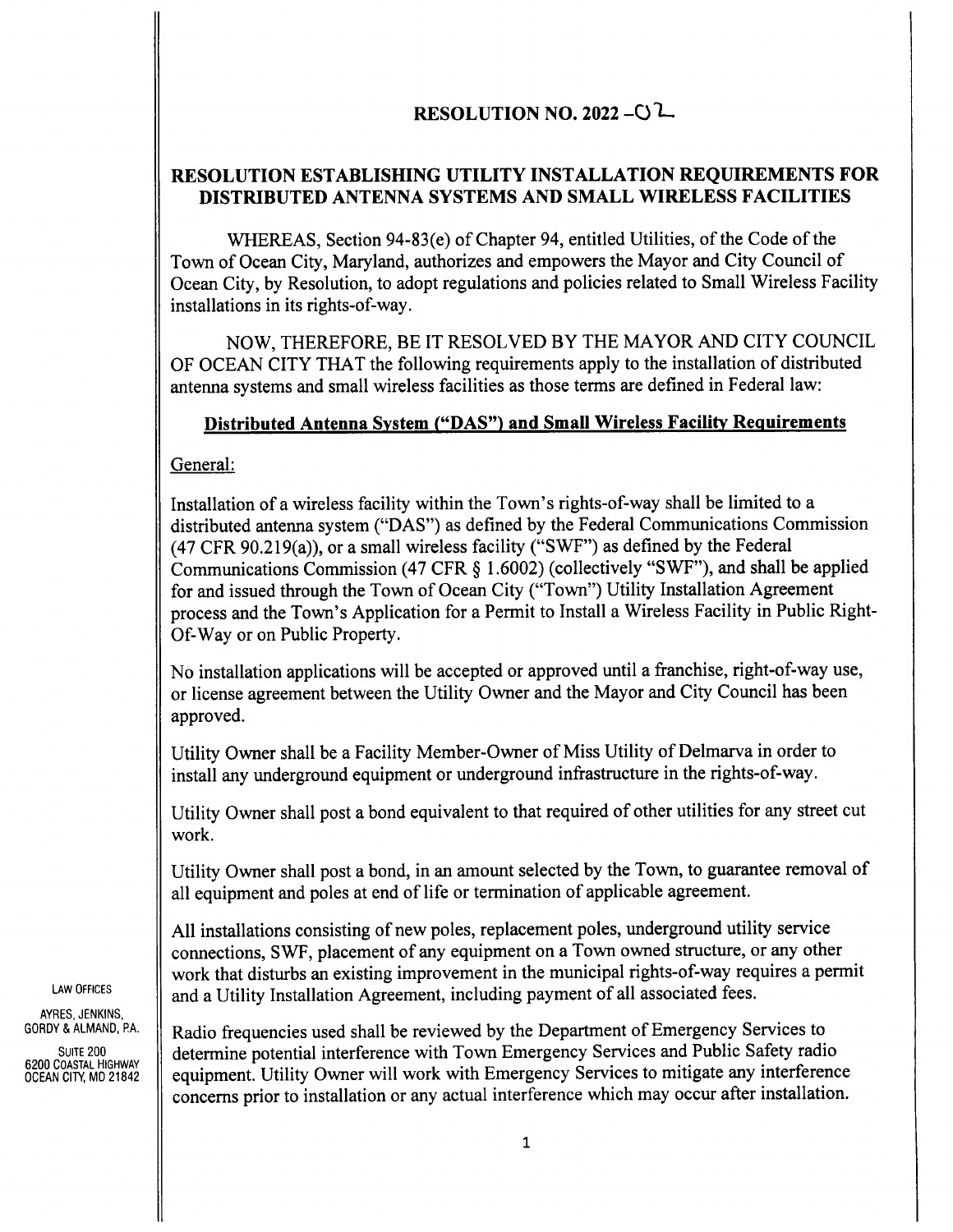# RESOLUTION NO. 2022 -02

## RESOLUTION ESTABLISHING UTILITY INSTALLATION REQUIREMENTS FOR DISTRIBUTED ANTENNA SYSTEMS AND SMALL WIRELESS FACILITIES

WHEREAS, Section 94-83(e) of Chapter 94, entitled Utilities, of the Code of the Town of Ocean City, Maryland, authorizes and empowers the Mayor and City Council of Ocean City, by Resolution, to adopt regulations and policies related to Small Wireless Facility installations in its rights-of-way.

NOW, THEREFORE, BE IT RESOLVED BY THE MAYOR AND CITY COUNCIL OF OCEAN CITY THAT the following requirements apply to the installation of distributed antenna systems and small wireless facilities as those terms are defined in Federal law:

### Distributed Antenna System ("DAS") and Small Wireless Facility Requirements

General:

Installation of a wireless facility within the Town's rights-of-way shall be limited to a distributed antenna system ("DAS") as defined by the Federal Communications Commission (47 CFR 90.219(a)), or a small wireless facility ("SWF") as defined by the Federal Communications Commission (47 CFR § 1.6002) (collectively "SWF"), and shall be applied for and issued through the Town of Ocean City ("Town") Utility Installation Agreement process and the Town's Application for a Permit to Install a Wireless Facility in Public Right-Of-Way or on Public Property.

No installation applications will be accepted or approved until a franchise, right-of-way use, or license agreement between the Utility Owner and the Mayor and City Council has been approved.

Utility Owner shall be a Facility Member-Owner of Miss Utility of Delmarva in order to install any underground equipment or underground infrastructure in the rights-of-way.

Utility Owner shall post a bond equivalent to that required of other utilities for any street cut work.

Utility Owner shall post a bond, in an amount selected by the Town, to guarantee removal of all equipment and poles at end of life or termination of applicable agreement.

All installations consisting of new poles, replacement poles, underground utility service connections, SWF, placement of any equipment on a Town owned structure, or any other work that disturbs an existing improvement in the municipal rights-of-way requires a permit and a Utility Installation Agreement, including payment of all associated fees.

Radio frequencies used shall be reviewed by the Department of Emergency Services to determine potential interference with Town Emergency Services and Public Safety radio equipment. Utility Owner will work with Emergency Services to mitigate any interference concerns prior to installation or any actual interference which may occur after installation.

LAW OFFICES
AYRES, JENKINS, GORDY & ALMAND, P.A.
SUITE 200
6200 COASTAL HIGHWAY
OCEAN CITY, MD 21842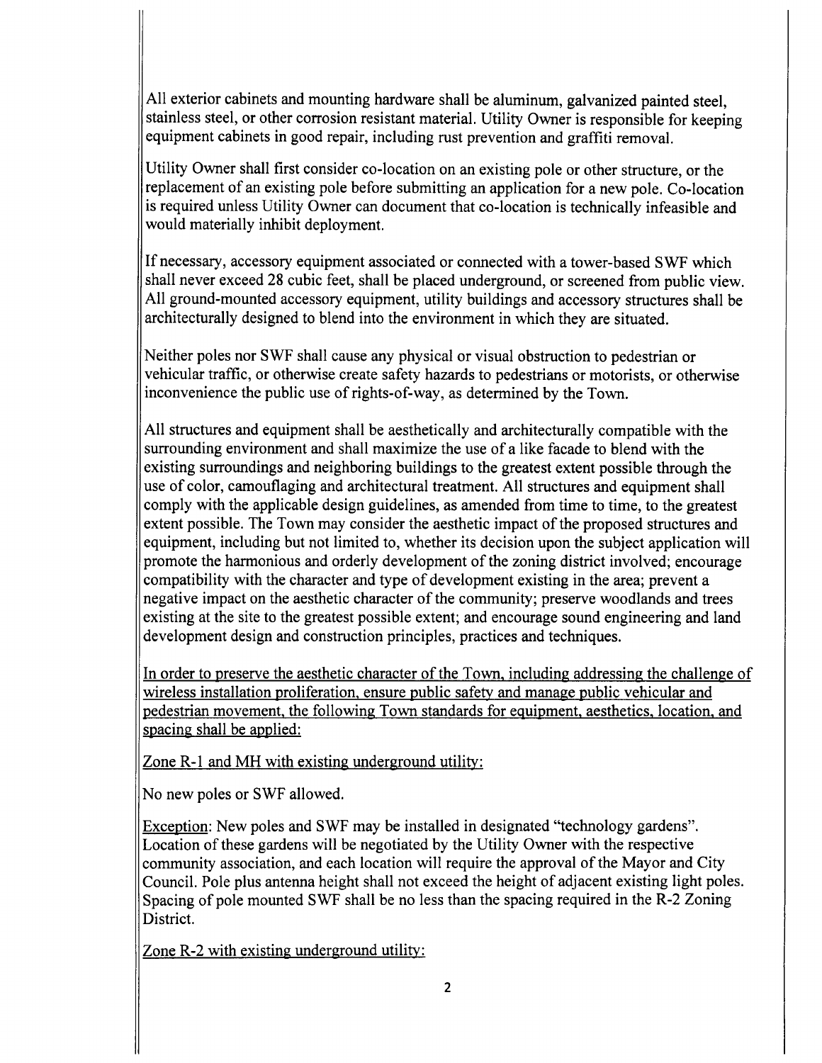All exterior cabinets and mounting hardware shall be aluminum, galvanized painted steel, stainless steel, or other corrosion resistant material. Utility Owner is responsible for keeping equipment cabinets in good repair, including rust prevention and graffiti removal.

Utility Owner shall first consider co-location on an existing pole or other structure, or the replacement of an existing pole before submitting an application for a new pole. Co-location is required unless Utility Owner can document that co-location is technically infeasible and would materially inhibit deployment.

If necessary, accessory equipment associated or connected with a tower-based SWF which shall never exceed 28 cubic feet, shall be placed underground, or screened from public view. All ground-mounted accessory equipment, utility buildings and accessory structures shall be architecturally designed to blend into the environment in which they are situated.

Neither poles nor SWF shall cause any physical or visual obstruction to pedestrian or vehicular traffic, or otherwise create safety hazards to pedestrians or motorists, or otherwise inconvenience the public use of rights-of-way, as determined by the Town.

All structures and equipment shall be aesthetically and architecturally compatible with the surrounding environment and shall maximize the use of a like facade to blend with the existing surroundings and neighboring buildings to the greatest extent possible through the use of color, camouflaging and architectural treatment. All structures and equipment shall comply with the applicable design guidelines, as amended from time to time, to the greatest extent possible. The Town may consider the aesthetic impact of the proposed structures and equipment, including but not limited to, whether its decision upon the subject application will promote the harmonious and orderly development of the zoning district involved; encourage compatibility with the character and type of development existing in the area; prevent a negative impact on the aesthetic character of the community; preserve woodlands and trees existing at the site to the greatest possible extent; and encourage sound engineering and land development design and construction principles, practices and techniques.

<u>In order to preserve the aesthetic character of the Town, including addressing the challenge of wireless installation proliferation, ensure public safety and manage public vehicular and pedestrian movement, the following Town standards for equipment, aesthetics, location, and spacing shall be applied:</u>

<u>Zone R-1 and MH with existing underground utility:</u>

No new poles or SWF allowed.

<u>Exception</u>: New poles and SWF may be installed in designated "technology gardens". Location of these gardens will be negotiated by the Utility Owner with the respective community association, and each location will require the approval of the Mayor and City Council. Pole plus antenna height shall not exceed the height of adjacent existing light poles. Spacing of pole mounted SWF shall be no less than the spacing required in the R-2 Zoning District.

<u>Zone R-2 with existing underground utility:</u>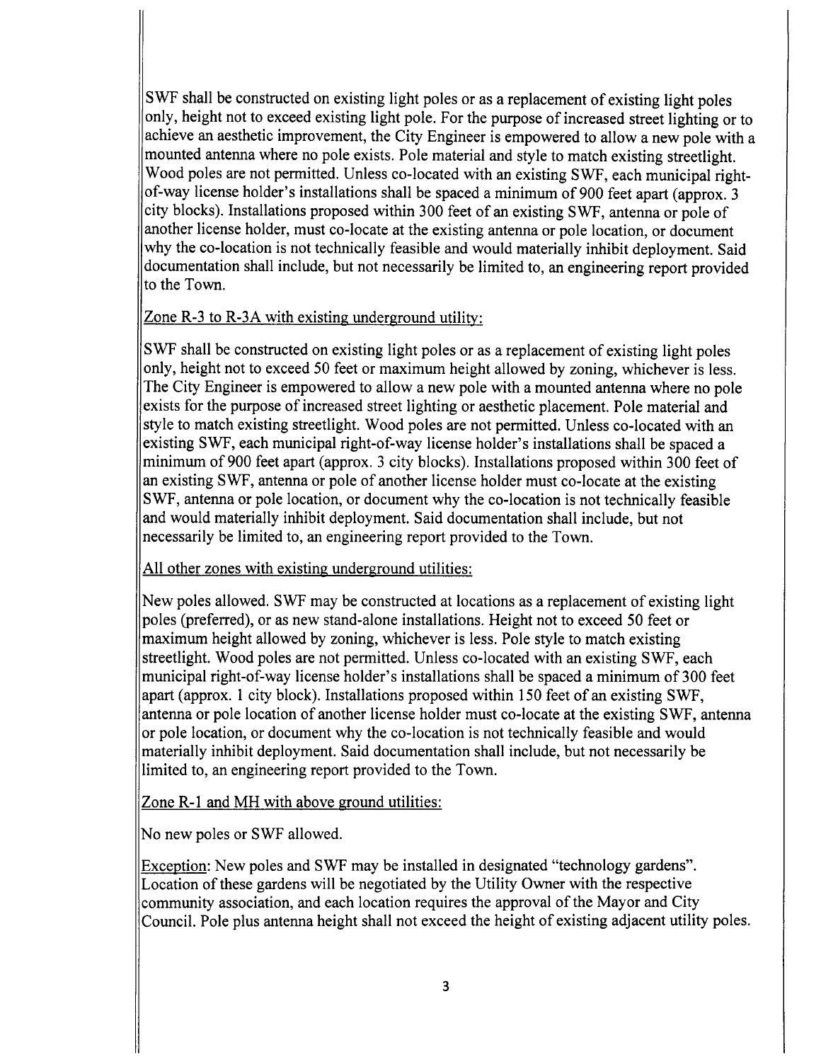SWF shall be constructed on existing light poles or as a replacement of existing light poles only, height not to exceed existing light pole. For the purpose of increased street lighting or to achieve an aesthetic improvement, the City Engineer is empowered to allow a new pole with a mounted antenna where no pole exists. Pole material and style to match existing streetlight. Wood poles are not permitted. Unless co-located with an existing SWF, each municipal right-of-way license holder's installations shall be spaced a minimum of 900 feet apart (approx. 3 city blocks). Installations proposed within 300 feet of an existing SWF, antenna or pole of another license holder, must co-locate at the existing antenna or pole location, or document why the co-location is not technically feasible and would materially inhibit deployment. Said documentation shall include, but not necessarily be limited to, an engineering report provided to the Town.

<u>Zone R-3 to R-3A with existing underground utility:</u>

SWF shall be constructed on existing light poles or as a replacement of existing light poles only, height not to exceed 50 feet or maximum height allowed by zoning, whichever is less. The City Engineer is empowered to allow a new pole with a mounted antenna where no pole exists for the purpose of increased street lighting or aesthetic placement. Pole material and style to match existing streetlight. Wood poles are not permitted. Unless co-located with an existing SWF, each municipal right-of-way license holder's installations shall be spaced a minimum of 900 feet apart (approx. 3 city blocks). Installations proposed within 300 feet of an existing SWF, antenna or pole of another license holder must co-locate at the existing SWF, antenna or pole location, or document why the co-location is not technically feasible and would materially inhibit deployment. Said documentation shall include, but not necessarily be limited to, an engineering report provided to the Town.

<u>All other zones with existing underground utilities:</u>

New poles allowed. SWF may be constructed at locations as a replacement of existing light poles (preferred), or as new stand-alone installations. Height not to exceed 50 feet or maximum height allowed by zoning, whichever is less. Pole style to match existing streetlight. Wood poles are not permitted. Unless co-located with an existing SWF, each municipal right-of-way license holder's installations shall be spaced a minimum of 300 feet apart (approx. 1 city block). Installations proposed within 150 feet of an existing SWF, antenna or pole location of another license holder must co-locate at the existing SWF, antenna or pole location, or document why the co-location is not technically feasible and would materially inhibit deployment. Said documentation shall include, but not necessarily be limited to, an engineering report provided to the Town.

<u>Zone R-1 and MH with above ground utilities:</u>

No new poles or SWF allowed.

<u>Exception</u>: New poles and SWF may be installed in designated "technology gardens". Location of these gardens will be negotiated by the Utility Owner with the respective community association, and each location requires the approval of the Mayor and City Council. Pole plus antenna height shall not exceed the height of existing adjacent utility poles.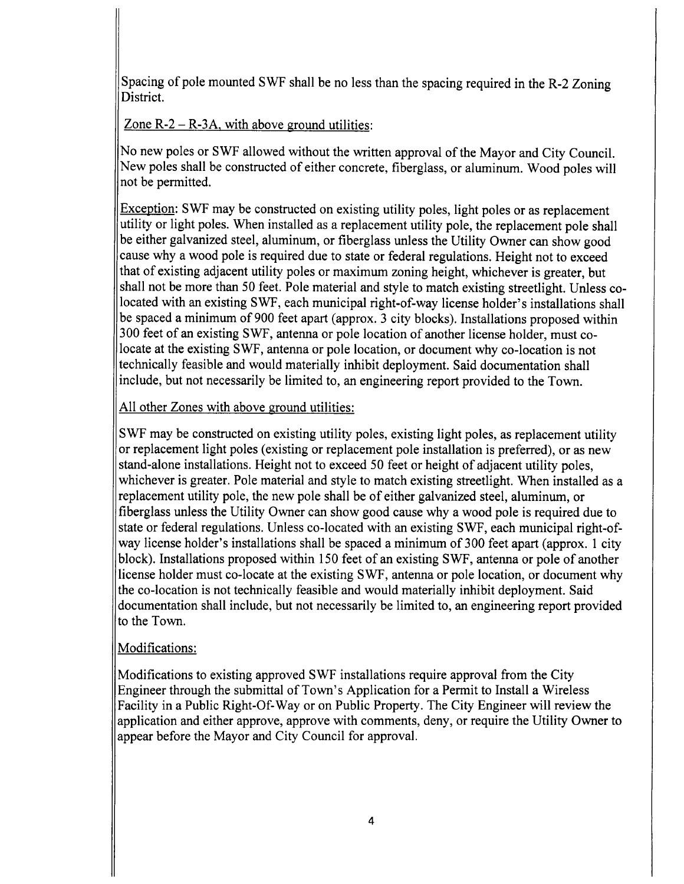Spacing of pole mounted SWF shall be no less than the spacing required in the R-2 Zoning District.

Zone R-2 – R-3A, with above ground utilities:

No new poles or SWF allowed without the written approval of the Mayor and City Council. New poles shall be constructed of either concrete, fiberglass, or aluminum. Wood poles will not be permitted.

Exception: SWF may be constructed on existing utility poles, light poles or as replacement utility or light poles. When installed as a replacement utility pole, the replacement pole shall be either galvanized steel, aluminum, or fiberglass unless the Utility Owner can show good cause why a wood pole is required due to state or federal regulations. Height not to exceed that of existing adjacent utility poles or maximum zoning height, whichever is greater, but shall not be more than 50 feet. Pole material and style to match existing streetlight. Unless co-located with an existing SWF, each municipal right-of-way license holder's installations shall be spaced a minimum of 900 feet apart (approx. 3 city blocks). Installations proposed within 300 feet of an existing SWF, antenna or pole location of another license holder, must co-locate at the existing SWF, antenna or pole location, or document why co-location is not technically feasible and would materially inhibit deployment. Said documentation shall include, but not necessarily be limited to, an engineering report provided to the Town.

All other Zones with above ground utilities:

SWF may be constructed on existing utility poles, existing light poles, as replacement utility or replacement light poles (existing or replacement pole installation is preferred), or as new stand-alone installations. Height not to exceed 50 feet or height of adjacent utility poles, whichever is greater. Pole material and style to match existing streetlight. When installed as a replacement utility pole, the new pole shall be of either galvanized steel, aluminum, or fiberglass unless the Utility Owner can show good cause why a wood pole is required due to state or federal regulations. Unless co-located with an existing SWF, each municipal right-of-way license holder's installations shall be spaced a minimum of 300 feet apart (approx. 1 city block). Installations proposed within 150 feet of an existing SWF, antenna or pole of another license holder must co-locate at the existing SWF, antenna or pole location, or document why the co-location is not technically feasible and would materially inhibit deployment. Said documentation shall include, but not necessarily be limited to, an engineering report provided to the Town.

Modifications:

Modifications to existing approved SWF installations require approval from the City Engineer through the submittal of Town's Application for a Permit to Install a Wireless Facility in a Public Right-Of-Way or on Public Property. The City Engineer will review the application and either approve, approve with comments, deny, or require the Utility Owner to appear before the Mayor and City Council for approval.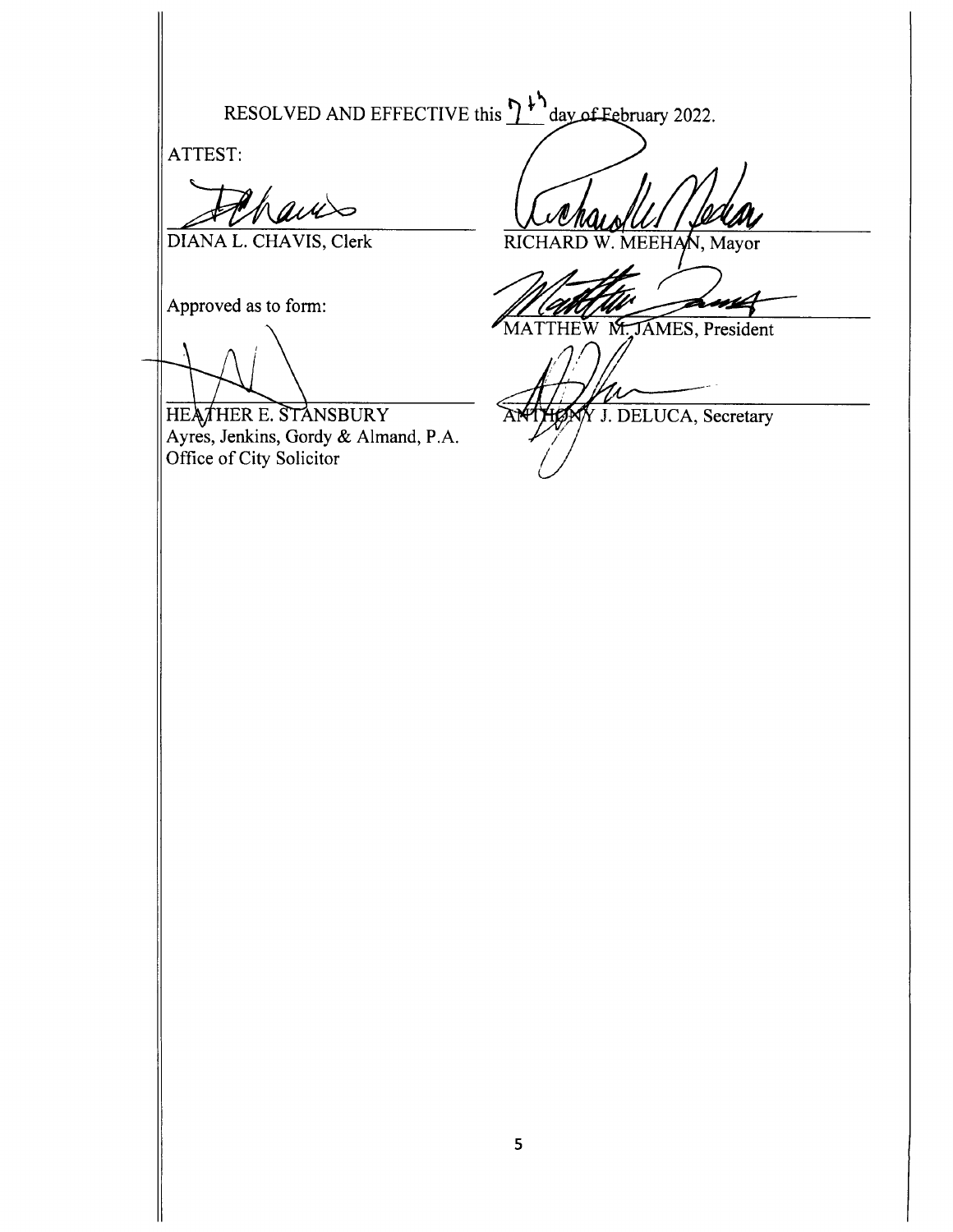RESOLVED AND EFFECTIVE this 7th day of February 2022.

ATTEST:

DIANA L. CHAVIS, Clerk

RICHARD W. MEEHAN, Mayor

Approved as to form:

MATTHEW M. JAMES, President

HEATHER E. STANSBURY
Ayres, Jenkins, Gordy & Almand, P.A.
Office of City Solicitor

ANTHONY J. DELUCA, Secretary